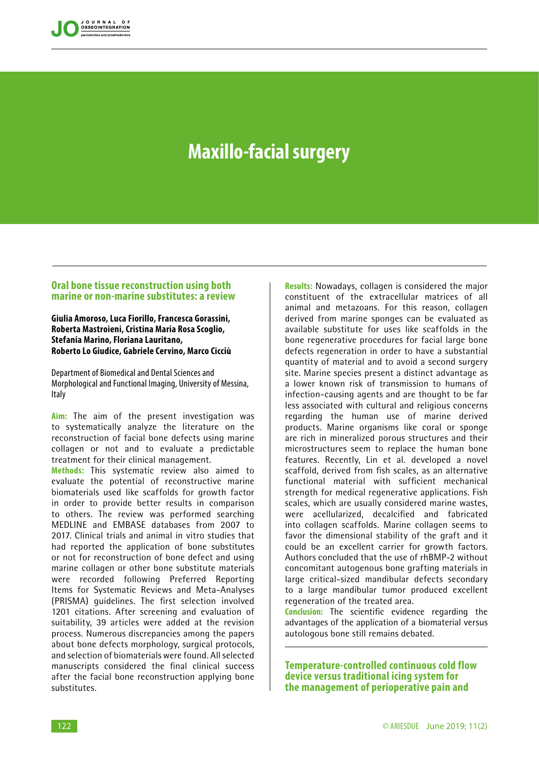# Maxillo-facial surgery

## Oral bone tissue reconstruction using both marine or non-marine substitutes: a review

**Giulia Amoroso, Luca Fiorillo, Francesca Gorassini, Roberta Mastroieni, Cristina Maria Rosa Scoglio, Stefania Marino, Floriana Lauritano, Roberto Lo Giudice, Gabriele Cervino, Marco Cicciù**

Department of Biomedical and Dental Sciences and Morphological and Functional Imaging, University of Messina, Italy

**Aim:** The aim of the present investigation was to systematically analyze the literature on the reconstruction of facial bone defects using marine collagen or not and to evaluate a predictable treatment for their clinical management.

**Methods:** This systematic review also aimed to evaluate the potential of reconstructive marine biomaterials used like scaffolds for growth factor in order to provide better results in comparison to others. The review was performed searching MEDLINE and EMBASE databases from 2007 to 2017. Clinical trials and animal in vitro studies that had reported the application of bone substitutes or not for reconstruction of bone defect and using marine collagen or other bone substitute materials were recorded following Preferred Reporting Items for Systematic Reviews and Meta-Analyses (PRISMA) guidelines. The first selection involved 1201 citations. After screening and evaluation of suitability, 39 articles were added at the revision process. Numerous discrepancies among the papers about bone defects morphology, surgical protocols, and selection of biomaterials were found. All selected manuscripts considered the final clinical success after the facial bone reconstruction applying bone substitutes.

**Results:** Nowadays, collagen is considered the major constituent of the extracellular matrices of all animal and metazoans. For this reason, collagen derived from marine sponges can be evaluated as available substitute for uses like scaffolds in the bone regenerative procedures for facial large bone defects regeneration in order to have a substantial quantity of material and to avoid a second surgery site. Marine species present a distinct advantage as a lower known risk of transmission to humans of infection-causing agents and are thought to be far less associated with cultural and religious concerns regarding the human use of marine derived products. Marine organisms like coral or sponge are rich in mineralized porous structures and their microstructures seem to replace the human bone features. Recently, Lin et al. developed a novel scaffold, derived from fish scales, as an alternative functional material with sufficient mechanical strength for medical regenerative applications. Fish scales, which are usually considered marine wastes, were acellularized, decalcified and fabricated into collagen scaffolds. Marine collagen seems to favor the dimensional stability of the graft and it could be an excellent carrier for growth factors. Authors concluded that the use of rhBMP-2 without concomitant autogenous bone grafting materials in large critical-sized mandibular defects secondary to a large mandibular tumor produced excellent regeneration of the treated area.

**Conclusion:** The scientific evidence regarding the advantages of the application of a biomaterial versus autologous bone still remains debated.

## Temperature-controlled continuous cold flow device versus traditional icing system for the management of perioperative pain and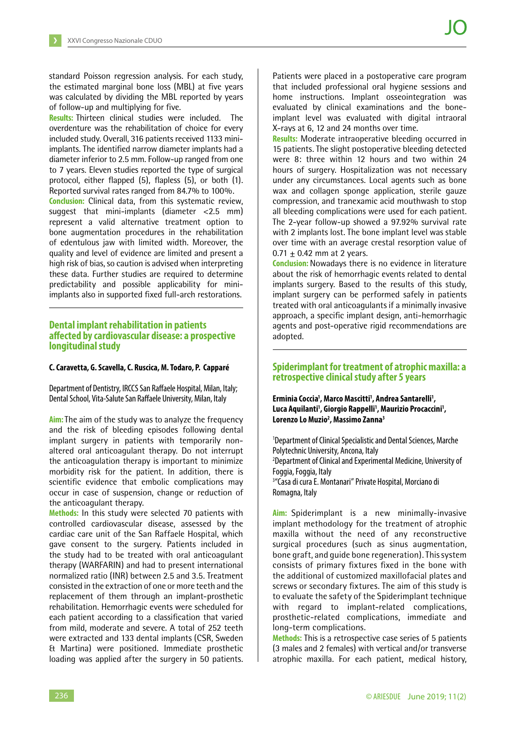standard Poisson regression analysis. For each study, the estimated marginal bone loss (MBL) at five years was calculated by dividing the MBL reported by years of follow-up and multiplying for five.

**Results:** Thirteen clinical studies were included. The overdenture was the rehabilitation of choice for every included study. Overall, 316 patients received 1133 mini-implants. The identified narrow diameter implants had a diameter inferior to 2.5 mm. Follow-up ranged from one to 7 years. Eleven studies reported the type of surgical protocol, either flapped (5), flapless (5), or both (1). Reported survival rates ranged from 84.7% to 100%.

**Conclusion:** Clinical data, from this systematic review, suggest that mini-implants (diameter <2.5 mm) represent a valid alternative treatment option to bone augmentation procedures in the rehabilitation of edentulous jaw with limited width. Moreover, the quality and level of evidence are limited and present a high risk of bias, so caution is advised when interpreting these data. Further studies are required to determine predictability and possible applicability for mini-implants also in supported fixed full-arch restorations.

## Dental implant rehabilitation in patients affected by cardiovascular disease: a prospective longitudinal study

**C. Caravetta, G. Scavella, C. Ruscica, M. Todaro, P. Capparé**

Department of Dentistry, IRCCS San Raffaele Hospital, Milan, Italy; Dental School, Vita-Salute San Raffaele University, Milan, Italy

**Aim:** The aim of the study was to analyze the frequency and the risk of bleeding episodes following dental implant surgery in patients with temporarily non-altered oral anticoagulant therapy. Do not interrupt the anticoagulation therapy is important to minimize morbidity risk for the patient. In addition, there is scientific evidence that embolic complications may occur in case of suspension, change or reduction of the anticoagulant therapy.

**Methods:** In this study were selected 70 patients with controlled cardiovascular disease, assessed by the cardiac care unit of the San Raffaele Hospital, which gave consent to the surgery. Patients included in the study had to be treated with oral anticoagulant therapy (WARFARIN) and had to present international normalized ratio (INR) between 2.5 and 3.5. Treatment consisted in the extraction of one or more teeth and the replacement of them through an implant-prosthetic rehabilitation. Hemorrhagic events were scheduled for each patient according to a classification that varied from mild, moderate and severe. A total of 252 teeth were extracted and 133 dental implants (CSR, Sweden & Martina) were positioned. Immediate prosthetic loading was applied after the surgery in 50 patients. Patients were placed in a postoperative care program that included professional oral hygiene sessions and home instructions. Implant osseointegration was evaluated by clinical examinations and the bone-implant level was evaluated with digital intraoral X-rays at 6, 12 and 24 months over time.

**Results:** Moderate intraoperative bleeding occurred in 15 patients. The slight postoperative bleeding detected were 8: three within 12 hours and two within 24 hours of surgery. Hospitalization was not necessary under any circumstances. Local agents such as bone wax and collagen sponge application, sterile gauze compression, and tranexamic acid mouthwash to stop all bleeding complications were used for each patient. The 2-year follow-up showed a 97.92% survival rate with 2 implants lost. The bone implant level was stable over time with an average crestal resorption value of $0.71 \pm 0.42$ mm at 2 years.

**Conclusion:** Nowadays there is no evidence in literature about the risk of hemorrhagic events related to dental implants surgery. Based to the results of this study, implant surgery can be performed safely in patients treated with oral anticoagulants if a minimally invasive approach, a specific implant design, anti-hemorrhagic agents and post-operative rigid recommendations are adopted.

## Spiderimplant for treatment of atrophic maxilla: a retrospective clinical study after 5 years

**Erminia Coccia[1], Marco Mascitti[1], Andrea Santarelli[1], Luca Aquilanti[1], Giorgio Rappelli[1], Maurizio Procaccini[1], Lorenzo Lo Muzio[2], Massimo Zanna[3]**

[1]Department of Clinical Specialistic and Dental Sciences, Marche Polytechnic University, Ancona, Italy
[2]Department of Clinical and Experimental Medicine, University of Foggia, Foggia, Italy
[3]"Casa di cura E. Montanari" Private Hospital, Morciano di Romagna, Italy

**Aim:** Spiderimplant is a new minimally-invasive implant methodology for the treatment of atrophic maxilla without the need of any reconstructive surgical procedures (such as sinus augmentation, bone graft, and guide bone regeneration). This system consists of primary fixtures fixed in the bone with the additional of customized maxillofacial plates and screws or secondary fixtures. The aim of this study is to evaluate the safety of the Spiderimplant technique with regard to implant-related complications, prosthetic-related complications, immediate and long-term complications.

**Methods:** This is a retrospective case series of 5 patients (3 males and 2 females) with vertical and/or transverse atrophic maxilla. For each patient, medical history,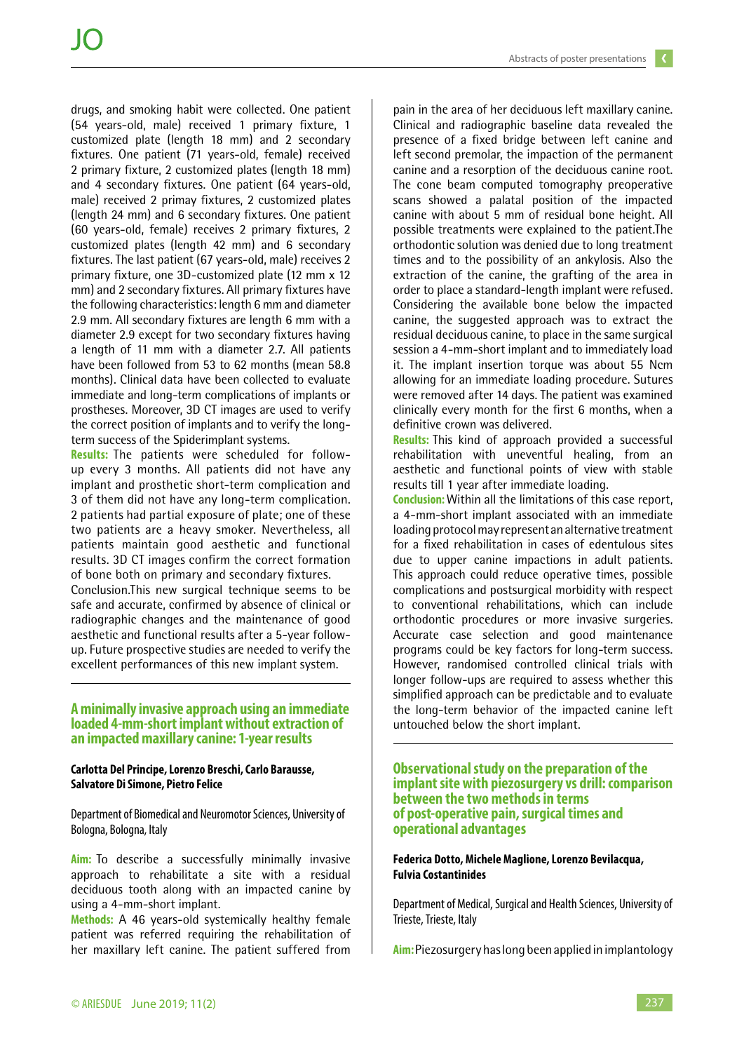drugs, and smoking habit were collected. One patient (54 years-old, male) received 1 primary fixture, 1 customized plate (length 18 mm) and 2 secondary fixtures. One patient (71 years-old, female) received 2 primary fixture, 2 customized plates (length 18 mm) and 4 secondary fixtures. One patient (64 years-old, male) received 2 primay fixtures, 2 customized plates (length 24 mm) and 6 secondary fixtures. One patient (60 years-old, female) receives 2 primary fixtures, 2 customized plates (length 42 mm) and 6 secondary fixtures. The last patient (67 years-old, male) receives 2 primary fixture, one 3D-customized plate (12 mm x 12 mm) and 2 secondary fixtures. All primary fixtures have the following characteristics: length 6 mm and diameter 2.9 mm. All secondary fixtures are length 6 mm with a diameter 2.9 except for two secondary fixtures having a length of 11 mm with a diameter 2.7. All patients have been followed from 53 to 62 months (mean 58.8 months). Clinical data have been collected to evaluate immediate and long-term complications of implants or prostheses. Moreover, 3D CT images are used to verify the correct position of implants and to verify the long-term success of the Spiderimplant systems.

**Results:** The patients were scheduled for follow-up every 3 months. All patients did not have any implant and prosthetic short-term complication and 3 of them did not have any long-term complication. 2 patients had partial exposure of plate; one of these two patients are a heavy smoker. Nevertheless, all patients maintain good aesthetic and functional results. 3D CT images confirm the correct formation of bone both on primary and secondary fixtures.

Conclusion.This new surgical technique seems to be safe and accurate, confirmed by absence of clinical or radiographic changes and the maintenance of good aesthetic and functional results after a 5-year follow-up. Future prospective studies are needed to verify the excellent performances of this new implant system.

## A minimally invasive approach using an immediate loaded 4-mm-short implant without extraction of an impacted maxillary canine: 1-year results

**Carlotta Del Principe, Lorenzo Breschi, Carlo Barausse, Salvatore Di Simone, Pietro Felice**

Department of Biomedical and Neuromotor Sciences, University of Bologna, Bologna, Italy

**Aim:** To describe a successfully minimally invasive approach to rehabilitate a site with a residual deciduous tooth along with an impacted canine by using a 4-mm-short implant.

**Methods:** A 46 years-old systemically healthy female patient was referred requiring the rehabilitation of her maxillary left canine. The patient suffered from pain in the area of her deciduous left maxillary canine. Clinical and radiographic baseline data revealed the presence of a fixed bridge between left canine and left second premolar, the impaction of the permanent canine and a resorption of the deciduous canine root. The cone beam computed tomography preoperative scans showed a palatal position of the impacted canine with about 5 mm of residual bone height. All possible treatments were explained to the patient.The orthodontic solution was denied due to long treatment times and to the possibility of an ankylosis. Also the extraction of the canine, the grafting of the area in order to place a standard-length implant were refused. Considering the available bone below the impacted canine, the suggested approach was to extract the residual deciduous canine, to place in the same surgical session a 4-mm-short implant and to immediately load it. The implant insertion torque was about 55 Ncm allowing for an immediate loading procedure. Sutures were removed after 14 days. The patient was examined clinically every month for the first 6 months, when a definitive crown was delivered.

**Results:** This kind of approach provided a successful rehabilitation with uneventful healing, from an aesthetic and functional points of view with stable results till 1 year after immediate loading.

**Conclusion:** Within all the limitations of this case report, a 4-mm-short implant associated with an immediate loading protocol may represent an alternative treatment for a fixed rehabilitation in cases of edentulous sites due to upper canine impactions in adult patients. This approach could reduce operative times, possible complications and postsurgical morbidity with respect to conventional rehabilitations, which can include orthodontic procedures or more invasive surgeries. Accurate case selection and good maintenance programs could be key factors for long-term success. However, randomised controlled clinical trials with longer follow-ups are required to assess whether this simplified approach can be predictable and to evaluate the long-term behavior of the impacted canine left untouched below the short implant.

## Observational study on the preparation of the implant site with piezosurgery vs drill: comparison between the two methods in terms of post-operative pain, surgical times and operational advantages

**Federica Dotto, Michele Maglione, Lorenzo Bevilacqua, Fulvia Costantinides**

Department of Medical, Surgical and Health Sciences, University of Trieste, Trieste, Italy

**Aim:** Piezosurgery has long been applied in implantology